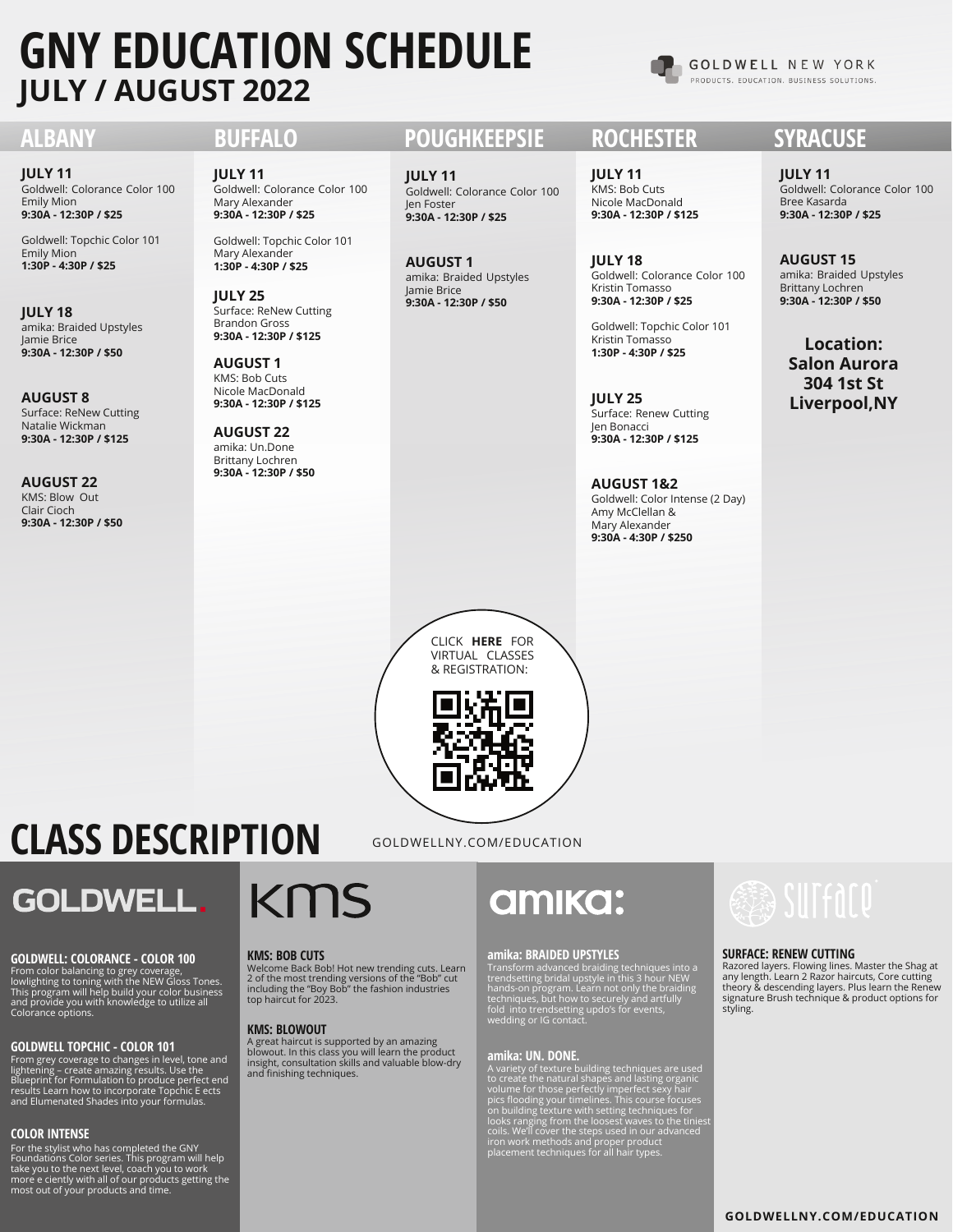# GNY EDUCATION SCHEDULE

## JULY / AUGUST 2022

GOLDWELL NEW YORK
PRODUCTS. EDUCATION. BUSINESS SOLUTIONS.

## ALBANY

**JULY 11**
Goldwell: Colorance Color 100
Emily Mion
**9:30A - 12:30P / $25**

Goldwell: Topchic Color 101
Emily Mion
**1:30P - 4:30P / $25**

**JULY 18**
amika: Braided Upstyles
Jamie Brice
**9:30A - 12:30P / $50**

**AUGUST 8**
Surface: ReNew Cutting
Natalie Wickman
**9:30A - 12:30P / $125**

**AUGUST 22**
KMS: Blow Out
Clair Cioch
**9:30A - 12:30P / $50**

## BUFFALO

**JULY 11**
Goldwell: Colorance Color 100
Mary Alexander
**9:30A - 12:30P / $25**

Goldwell: Topchic Color 101
Mary Alexander
**1:30P - 4:30P / $25**

**JULY 25**
Surface: ReNew Cutting
Brandon Gross
**9:30A - 12:30P / $125**

**AUGUST 1**
KMS: Bob Cuts
Nicole MacDonald
**9:30A - 12:30P / $125**

**AUGUST 22**
amika: Un.Done
Brittany Lochren
**9:30A - 12:30P / $50**

## POUGHKEEPSIE

**JULY 11**
Goldwell: Colorance Color 100
Jen Foster
**9:30A - 12:30P / $25**

**AUGUST 1**
amika: Braided Upstyles
Jamie Brice
**9:30A - 12:30P / $50**

## ROCHESTER

**JULY 11**
KMS: Bob Cuts
Nicole MacDonald
**9:30A - 12:30P / $125**

**JULY 18**
Goldwell: Colorance Color 100
Kristin Tomasso
**9:30A - 12:30P / $25**

Goldwell: Topchic Color 101
Kristin Tomasso
**1:30P - 4:30P / $25**

**JULY 25**
Surface: Renew Cutting
Jen Bonacci
**9:30A - 12:30P / $125**

**AUGUST 1&2**
Goldwell: Color Intense (2 Day)
Amy McClellan &
Mary Alexander
**9:30A - 4:30P / $250**

## SYRACUSE

**JULY 11**
Goldwell: Colorance Color 100
Bree Kasarda
**9:30A - 12:30P / $25**

**AUGUST 15**
amika: Braided Upstyles
Brittany Lochren
**9:30A - 12:30P / $50**

**Location:**
**Salon Aurora**
**304 1st St**
**Liverpool,NY**

CLICK **HERE** FOR VIRTUAL CLASSES & REGISTRATION:

# CLASS DESCRIPTION

GOLDWELLNY.COM/EDUCATION

## GOLDWELL.

**GOLDWELL: COLORANCE - COLOR 100**
From color balancing to grey coverage, lowlighting to toning with the NEW Gloss Tones. This program will help build your color business and provide you with knowledge to utilize all Colorance options.

**GOLDWELL TOPCHIC - COLOR 101**
From grey coverage to changes in level, tone and lightening – create amazing results. Use the Blueprint for Formulation to produce perfect end results Learn how to incorporate Topchic E ects and Elumenated Shades into your formulas.

**COLOR INTENSE**
For the stylist who has completed the GNY Foundations Color series. This program will help take you to the next level, coach you to work more e ciently with all of our products getting the most out of your products and time.

## kms

**KMS: BOB CUTS**
Welcome Back Bob! Hot new trending cuts. Learn 2 of the most trending versions of the "Bob" cut including the "Boy Bob" the fashion industries top haircut for 2023.

**KMS: BLOWOUT**
A great haircut is supported by an amazing blowout. In this class you will learn the product insight, consultation skills and valuable blow-dry and finishing techniques.

## amika:

**amika: BRAIDED UPSTYLES**
Transform advanced braiding techniques into a trendsetting bridal upstyle in this 3 hour NEW hands-on program. Learn not only the braiding techniques, but how to securely and artfully fold into trendsetting updo's for events, wedding or IG contact.

**amika: UN. DONE.**
A variety of texture building techniques are used to create the natural shapes and lasting organic volume for those perfectly imperfect sexy hair pics flooding your timelines. This course focuses on building texture with setting techniques for looks ranging from the loosest waves to the tiniest coils. We'll cover the steps used in our advanced iron work methods and proper product placement techniques for all hair types.

## surface

**SURFACE: RENEW CUTTING**
Razored layers. Flowing lines. Master the Shag at any length. Learn 2 Razor haircuts, Core cutting theory & descending layers. Plus learn the Renew signature Brush technique & product options for styling.

**GOLDWELLNY.COM/EDUCATION**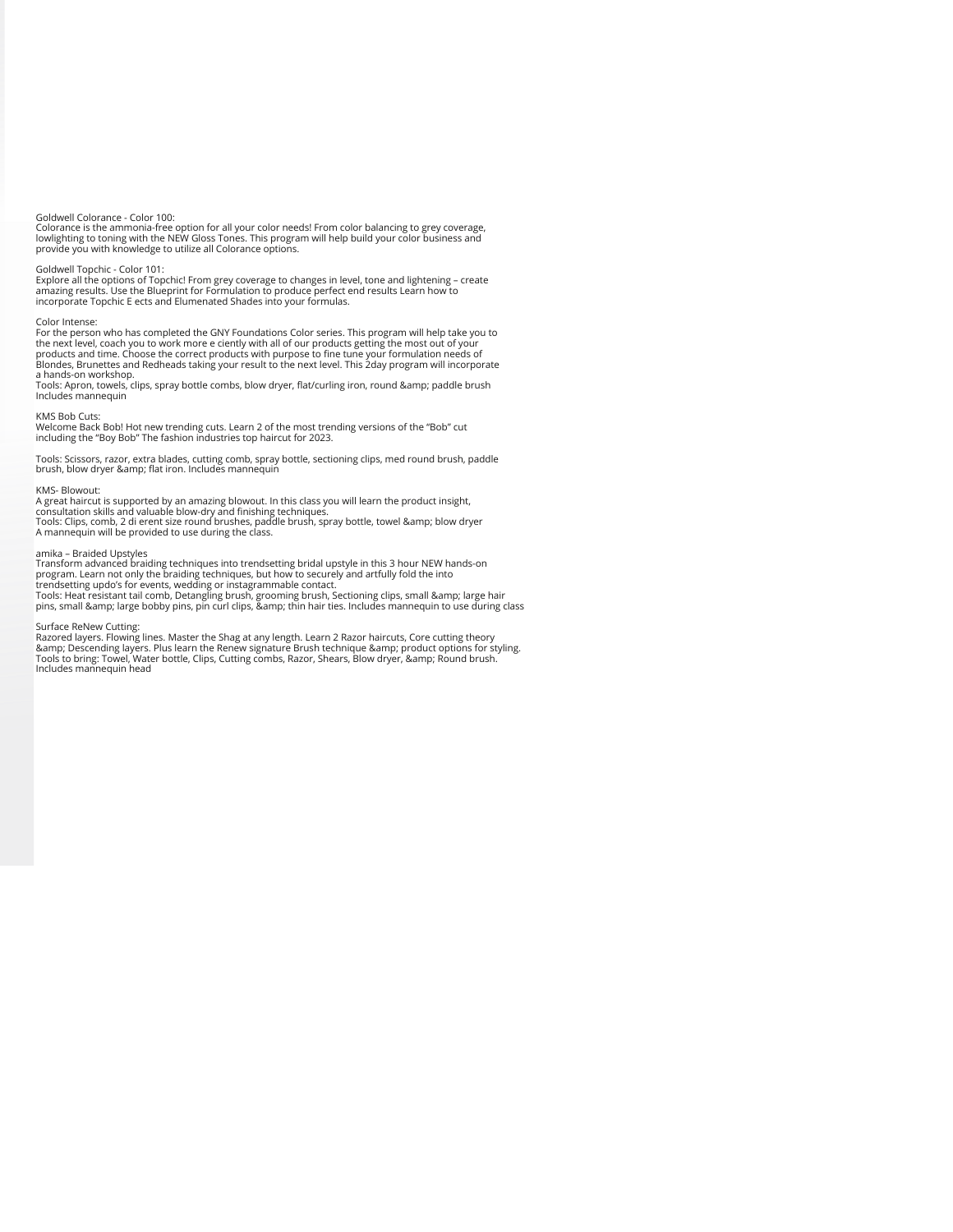Goldwell Colorance - Color 100:
Colorance is the ammonia-free option for all your color needs! From color balancing to grey coverage, lowlighting to toning with the NEW Gloss Tones. This program will help build your color business and provide you with knowledge to utilize all Colorance options.

Goldwell Topchic - Color 101:
Explore all the options of Topchic! From grey coverage to changes in level, tone and lightening – create amazing results. Use the Blueprint for Formulation to produce perfect end results Learn how to incorporate Topchic E ects and Elumenated Shades into your formulas.

Color Intense:
For the person who has completed the GNY Foundations Color series. This program will help take you to the next level, coach you to work more e ciently with all of our products getting the most out of your products and time. Choose the correct products with purpose to fine tune your formulation needs of Blondes, Brunettes and Redheads taking your result to the next level. This 2day program will incorporate a hands-on workshop.
Tools: Apron, towels, clips, spray bottle combs, blow dryer, flat/curling iron, round &amp; paddle brush
Includes mannequin

KMS Bob Cuts:
Welcome Back Bob! Hot new trending cuts. Learn 2 of the most trending versions of the "Bob" cut including the "Boy Bob" The fashion industries top haircut for 2023.

Tools: Scissors, razor, extra blades, cutting comb, spray bottle, sectioning clips, med round brush, paddle brush, blow dryer &amp; flat iron. Includes mannequin

KMS- Blowout:
A great haircut is supported by an amazing blowout. In this class you will learn the product insight, consultation skills and valuable blow-dry and finishing techniques.
Tools: Clips, comb, 2 di erent size round brushes, paddle brush, spray bottle, towel &amp; blow dryer
A mannequin will be provided to use during the class.

amika – Braided Upstyles
Transform advanced braiding techniques into trendsetting bridal upstyle in this 3 hour NEW hands-on program. Learn not only the braiding techniques, but how to securely and artfully fold the into trendsetting updo's for events, wedding or instagrammable contact.
Tools: Heat resistant tail comb, Detangling brush, grooming brush, Sectioning clips, small &amp; large hair pins, small &amp; large bobby pins, pin curl clips, &amp; thin hair ties. Includes mannequin to use during class

Surface ReNew Cutting:
Razored layers. Flowing lines. Master the Shag at any length. Learn 2 Razor haircuts, Core cutting theory &amp; Descending layers. Plus learn the Renew signature Brush technique &amp; product options for styling.
Tools to bring: Towel, Water bottle, Clips, Cutting combs, Razor, Shears, Blow dryer, &amp; Round brush.
Includes mannequin head